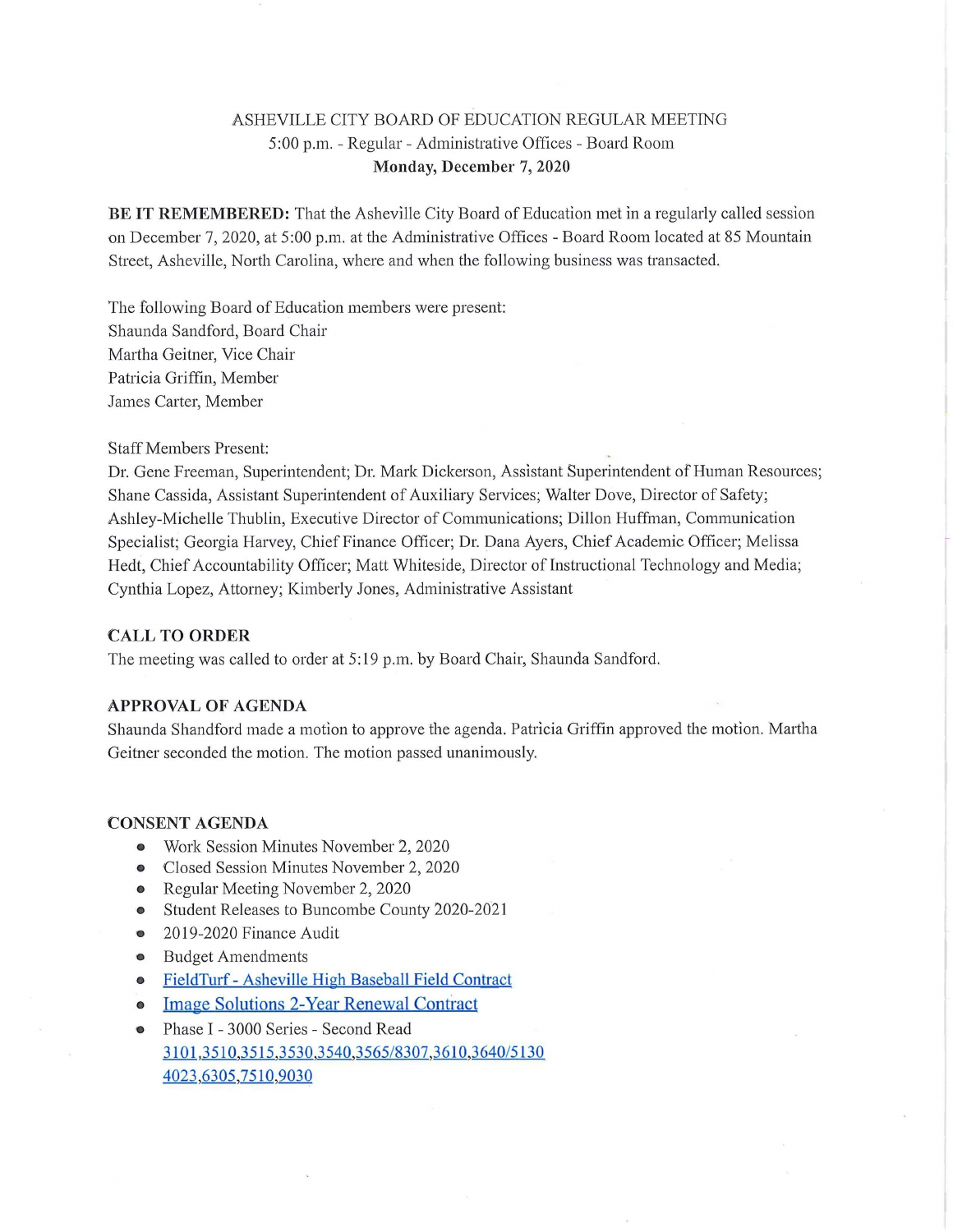ASHEVILLE CITY BOARD OF EDUCATION REGULAR MEETING

5:00 p.m. - Regular - Administrative Offices - Board Room

**Monday, December 7, 2020**

**BE IT REMEMBERED:** That the Asheville City Board of Education met in a regularly called session on December 7, 2020, at 5:00 p.m. at the Administrative Offices - Board Room located at 85 Mountain Street, Asheville, North Carolina, where and when the following business was transacted.

The following Board of Education members were present:
Shaunda Sandford, Board Chair
Martha Geitner, Vice Chair
Patricia Griffin, Member
James Carter, Member

Staff Members Present:
Dr. Gene Freeman, Superintendent; Dr. Mark Dickerson, Assistant Superintendent of Human Resources; Shane Cassida, Assistant Superintendent of Auxiliary Services; Walter Dove, Director of Safety; Ashley-Michelle Thublin, Executive Director of Communications; Dillon Huffman, Communication Specialist; Georgia Harvey, Chief Finance Officer; Dr. Dana Ayers, Chief Academic Officer; Melissa Hedt, Chief Accountability Officer; Matt Whiteside, Director of Instructional Technology and Media; Cynthia Lopez, Attorney; Kimberly Jones, Administrative Assistant

**CALL TO ORDER**

The meeting was called to order at 5:19 p.m. by Board Chair, Shaunda Sandford.

**APPROVAL OF AGENDA**

Shaunda Shandford made a motion to approve the agenda. Patricia Griffin approved the motion. Martha Geitner seconded the motion. The motion passed unanimously.

**CONSENT AGENDA**

- Work Session Minutes November 2, 2020
- Closed Session Minutes November 2, 2020
- Regular Meeting November 2, 2020
- Student Releases to Buncombe County 2020-2021
- 2019-2020 Finance Audit
- Budget Amendments
- FieldTurf - Asheville High Baseball Field Contract
- Image Solutions 2-Year Renewal Contract
- Phase I - 3000 Series - Second Read
  3101,3510,3515,3530,3540,3565/8307,3610,3640/5130
  4023,6305,7510,9030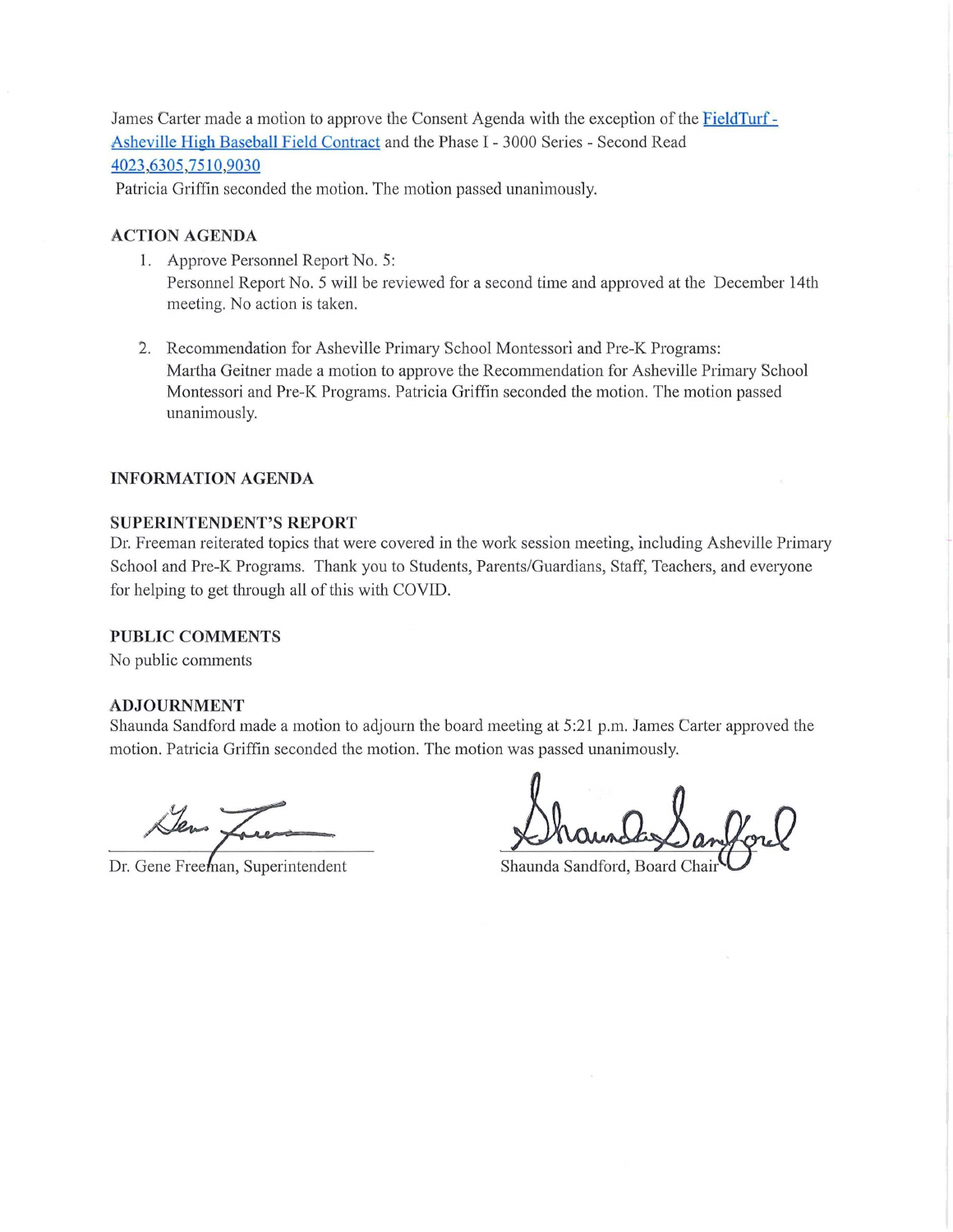James Carter made a motion to approve the Consent Agenda with the exception of the FieldTurf - Asheville High Baseball Field Contract and the Phase I - 3000 Series - Second Read 4023,6305,7510,9030

Patricia Griffin seconded the motion. The motion passed unanimously.

## ACTION AGENDA

1. Approve Personnel Report No. 5:
   Personnel Report No. 5 will be reviewed for a second time and approved at the December 14th meeting. No action is taken.

2. Recommendation for Asheville Primary School Montessori and Pre-K Programs:
   Martha Geitner made a motion to approve the Recommendation for Asheville Primary School Montessori and Pre-K Programs. Patricia Griffin seconded the motion. The motion passed unanimously.

## INFORMATION AGENDA

## SUPERINTENDENT'S REPORT

Dr. Freeman reiterated topics that were covered in the work session meeting, including Asheville Primary School and Pre-K Programs. Thank you to Students, Parents/Guardians, Staff, Teachers, and everyone for helping to get through all of this with COVID.

## PUBLIC COMMENTS

No public comments

## ADJOURNMENT

Shaunda Sandford made a motion to adjourn the board meeting at 5:21 p.m. James Carter approved the motion. Patricia Griffin seconded the motion. The motion was passed unanimously.

Dr. Gene Freeman, Superintendent

Shaunda Sandford, Board Chair